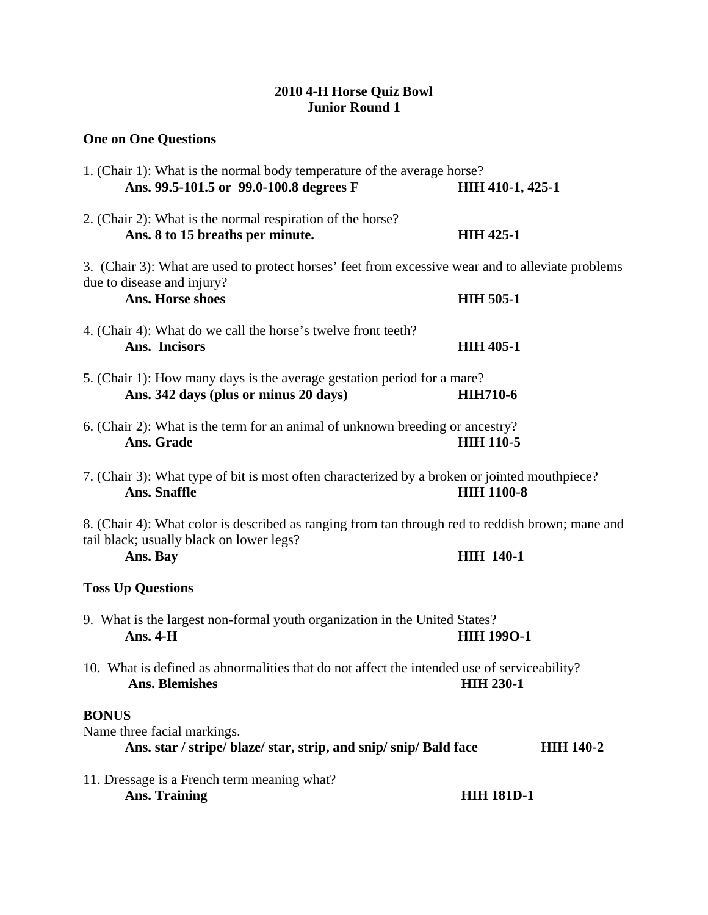# 2010 4-H Horse Quiz Bowl
## Junior Round 1

### One on One Questions

1. (Chair 1): What is the normal body temperature of the average horse?
   **Ans. 99.5-101.5 or 99.0-100.8 degrees F** **HIH 410-1, 425-1**

2. (Chair 2): What is the normal respiration of the horse?
   **Ans. 8 to 15 breaths per minute.** **HIH 425-1**

3. (Chair 3): What are used to protect horses' feet from excessive wear and to alleviate problems due to disease and injury?
   **Ans. Horse shoes** **HIH 505-1**

4. (Chair 4): What do we call the horse's twelve front teeth?
   **Ans. Incisors** **HIH 405-1**

5. (Chair 1): How many days is the average gestation period for a mare?
   **Ans. 342 days (plus or minus 20 days)** **HIH710-6**

6. (Chair 2): What is the term for an animal of unknown breeding or ancestry?
   **Ans. Grade** **HIH 110-5**

7. (Chair 3): What type of bit is most often characterized by a broken or jointed mouthpiece?
   **Ans. Snaffle** **HIH 1100-8**

8. (Chair 4): What color is described as ranging from tan through red to reddish brown; mane and tail black; usually black on lower legs?
   **Ans. Bay** **HIH 140-1**

### Toss Up Questions

9. What is the largest non-formal youth organization in the United States?
   **Ans. 4-H** **HIH 199O-1**

10. What is defined as abnormalities that do not affect the intended use of serviceability?
    **Ans. Blemishes** **HIH 230-1**

**BONUS**
Name three facial markings.
**Ans. star / stripe/ blaze/ star, strip, and snip/ snip/ Bald face** **HIH 140-2**

11. Dressage is a French term meaning what?
    **Ans. Training** **HIH 181D-1**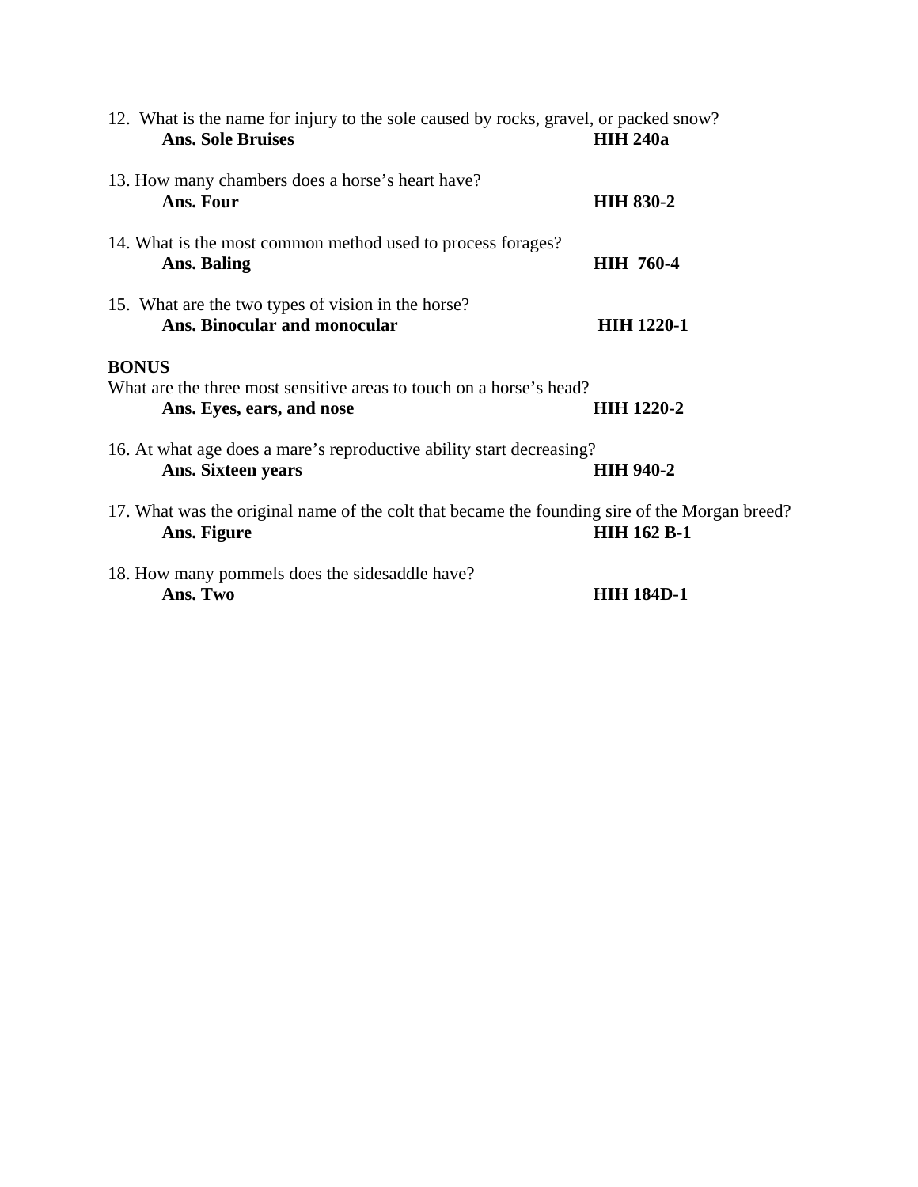12. What is the name for injury to the sole caused by rocks, gravel, or packed snow?
    **Ans. Sole Bruises** **HIH 240a**

13. How many chambers does a horse's heart have?
    **Ans. Four** **HIH 830-2**

14. What is the most common method used to process forages?
    **Ans. Baling** **HIH 760-4**

15. What are the two types of vision in the horse?
    **Ans. Binocular and monocular** **HIH 1220-1**

**BONUS**

What are the three most sensitive areas to touch on a horse's head?
    **Ans. Eyes, ears, and nose** **HIH 1220-2**

16. At what age does a mare's reproductive ability start decreasing?
    **Ans. Sixteen years** **HIH 940-2**

17. What was the original name of the colt that became the founding sire of the Morgan breed?
    **Ans. Figure** **HIH 162 B-1**

18. How many pommels does the sidesaddle have?
    **Ans. Two** **HIH 184D-1**